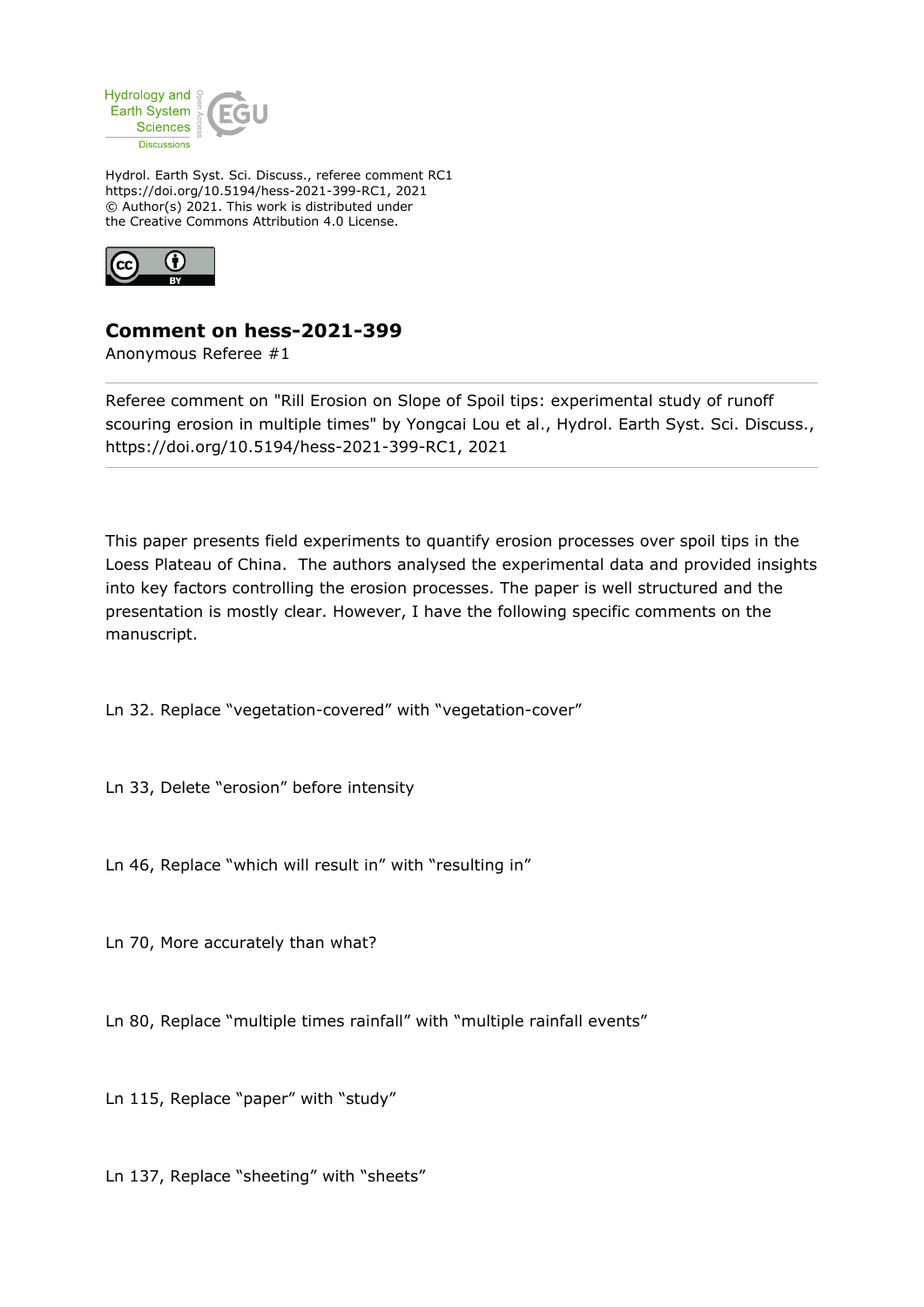Hydrology and Earth System Sciences Discussions

Hydrol. Earth Syst. Sci. Discuss., referee comment RC1
https://doi.org/10.5194/hess-2021-399-RC1, 2021
© Author(s) 2021. This work is distributed under
the Creative Commons Attribution 4.0 License.

# Comment on hess-2021-399

Anonymous Referee #1

Referee comment on "Rill Erosion on Slope of Spoil tips: experimental study of runoff scouring erosion in multiple times" by Yongcai Lou et al., Hydrol. Earth Syst. Sci. Discuss., https://doi.org/10.5194/hess-2021-399-RC1, 2021

---

This paper presents field experiments to quantify erosion processes over spoil tips in the Loess Plateau of China. The authors analysed the experimental data and provided insights into key factors controlling the erosion processes. The paper is well structured and the presentation is mostly clear. However, I have the following specific comments on the manuscript.

Ln 32. Replace "vegetation-covered" with "vegetation-cover"

Ln 33, Delete "erosion" before intensity

Ln 46, Replace "which will result in" with "resulting in"

Ln 70, More accurately than what?

Ln 80, Replace "multiple times rainfall" with "multiple rainfall events"

Ln 115, Replace "paper" with "study"

Ln 137, Replace "sheeting" with "sheets"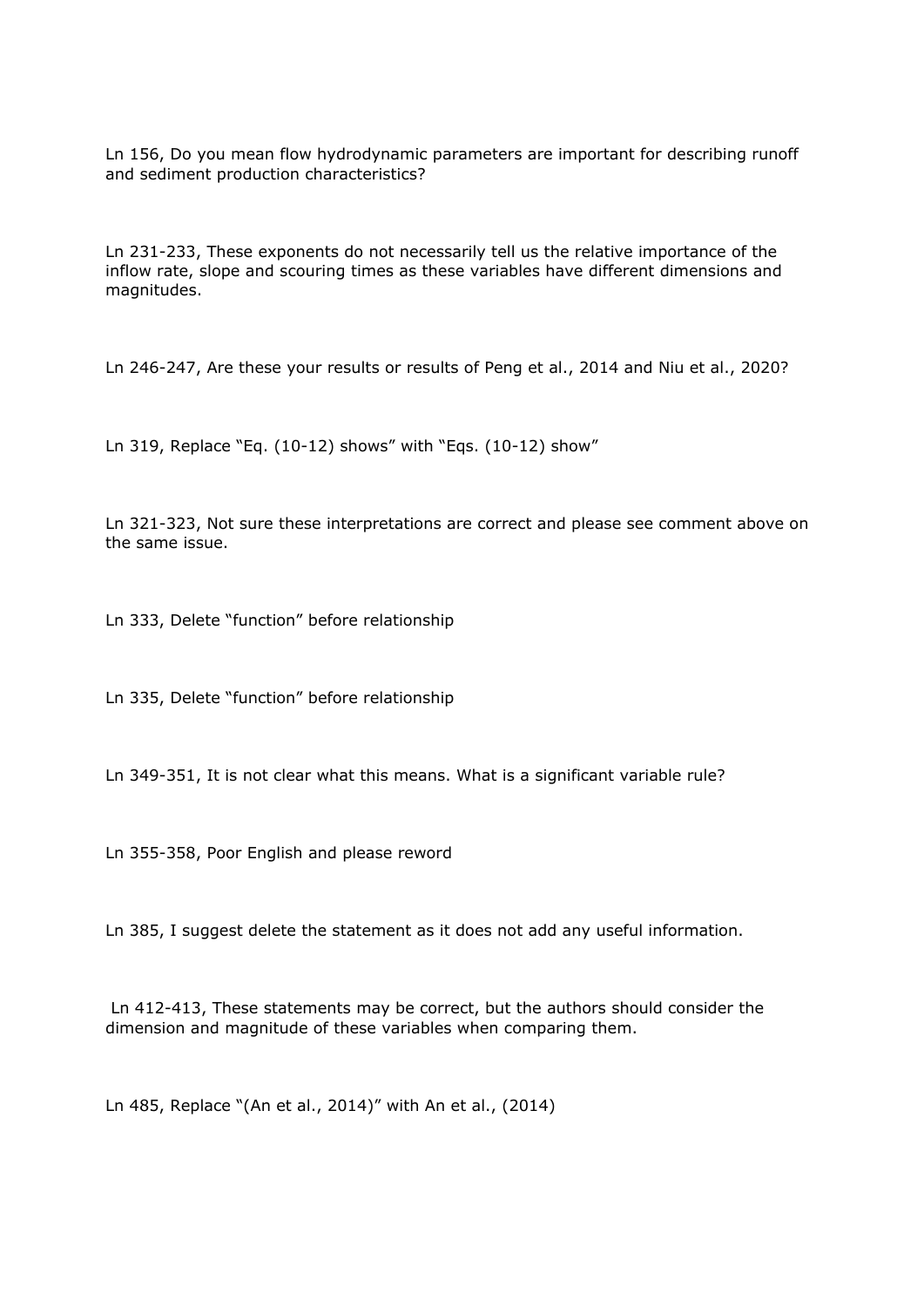Ln 156, Do you mean flow hydrodynamic parameters are important for describing runoff and sediment production characteristics?

Ln 231-233, These exponents do not necessarily tell us the relative importance of the inflow rate, slope and scouring times as these variables have different dimensions and magnitudes.

Ln 246-247, Are these your results or results of Peng et al., 2014 and Niu et al., 2020?

Ln 319, Replace "Eq. (10-12) shows" with "Eqs. (10-12) show"

Ln 321-323, Not sure these interpretations are correct and please see comment above on the same issue.

Ln 333, Delete "function" before relationship

Ln 335, Delete "function" before relationship

Ln 349-351, It is not clear what this means. What is a significant variable rule?

Ln 355-358, Poor English and please reword

Ln 385, I suggest delete the statement as it does not add any useful information.

Ln 412-413, These statements may be correct, but the authors should consider the dimension and magnitude of these variables when comparing them.

Ln 485, Replace "(An et al., 2014)" with An et al., (2014)